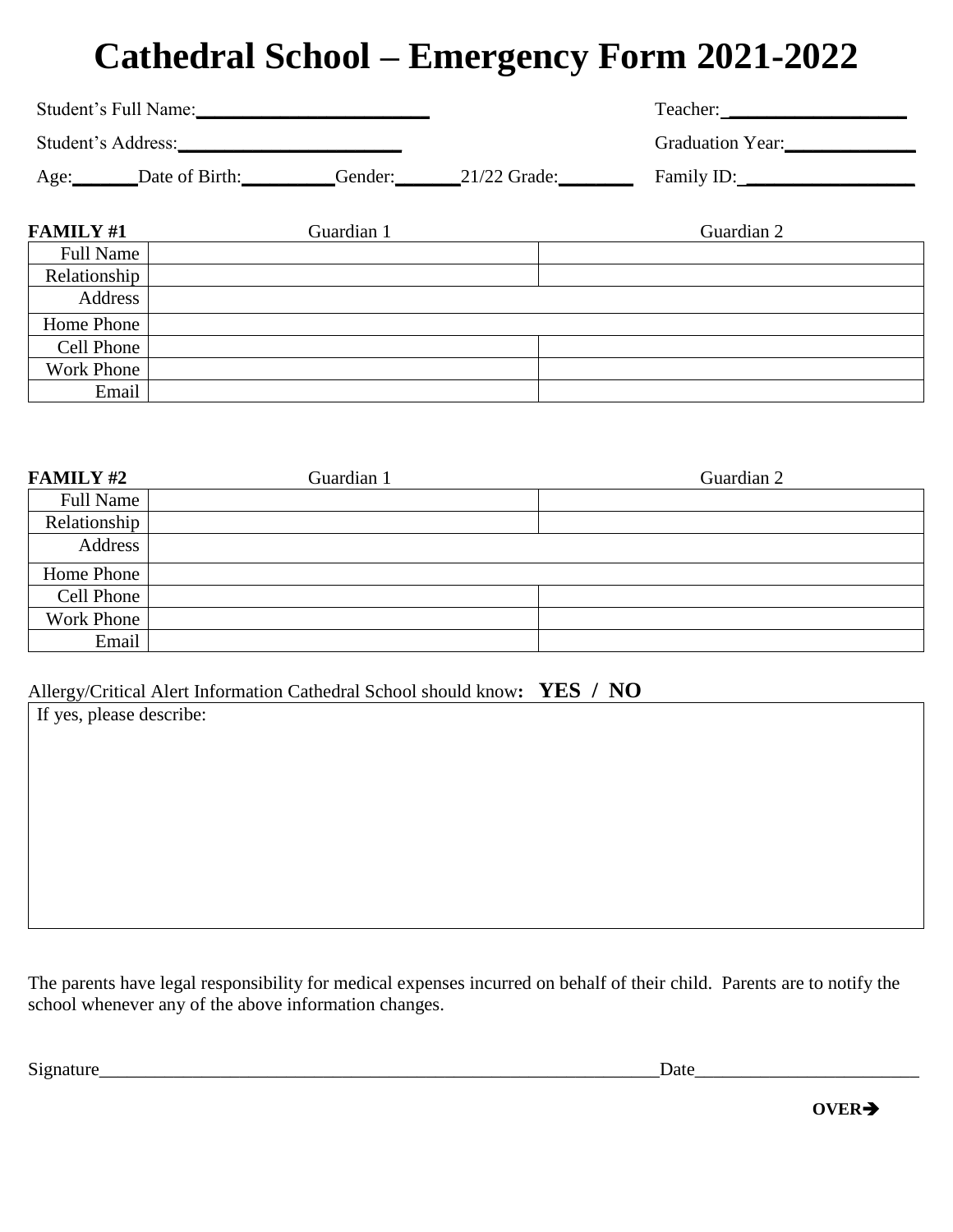# Cathedral School – Emergency Form 2021-2022

Student's Full Name:________________________ Teacher: __________________

Student's Address:________________________ Graduation Year:______________

Age:_______ Date of Birth:__________ Gender:_______ 21/22 Grade:________ Family ID: __________________

| **FAMILY #1** | Guardian 1 | Guardian 2 |
|---|---|---|
| Full Name | | |
| Relationship | | |
| Address | | |
| Home Phone | | |
| Cell Phone | | |
| Work Phone | | |
| Email | | |

| **FAMILY #2** | Guardian 1 | Guardian 2 |
|---|---|---|
| Full Name | | |
| Relationship | | |
| Address | | |
| Home Phone | | |
| Cell Phone | | |
| Work Phone | | |
| Email | | |

Allergy/Critical Alert Information Cathedral School should know**: YES / NO**

If yes, please describe:

The parents have legal responsibility for medical expenses incurred on behalf of their child. Parents are to notify the school whenever any of the above information changes.

Signature_______________________________________________________________Date________________________

**OVER➔**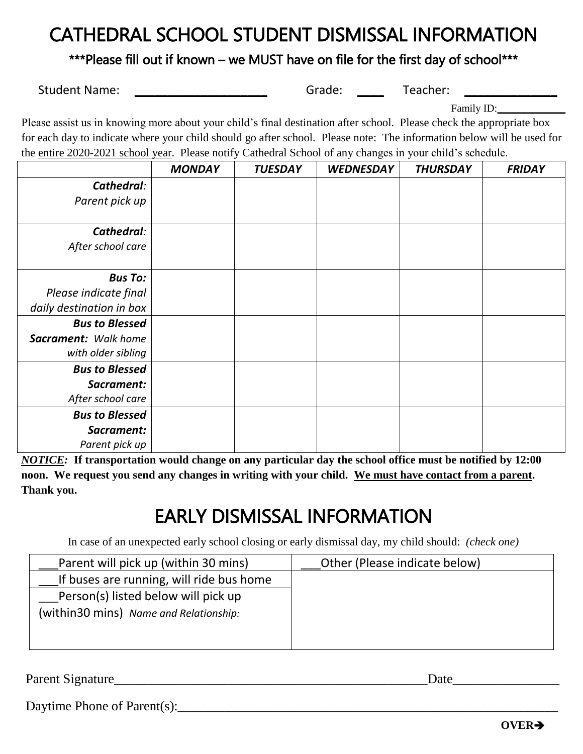# CATHEDRAL SCHOOL STUDENT DISMISSAL INFORMATION

## ***Please fill out if known – we MUST have on file for the first day of school***

Student Name: ____________________ Grade: ____ Teacher: ______________

Family ID:____________

Please assist us in knowing more about your child's final destination after school. Please check the appropriate box for each day to indicate where your child should go after school. Please note: The information below will be used for the entire 2020-2021 school year. Please notify Cathedral School of any changes in your child's schedule.

| | *MONDAY* | *TUESDAY* | *WEDNESDAY* | *THURSDAY* | *FRIDAY* |
|---|---|---|---|---|---|
| ***Cathedral**: Parent pick up* | | | | | |
| ***Cathedral**: After school care* | | | | | |
| ***Bus To:** Please indicate final daily destination in box* | | | | | |
| ***Bus to Blessed Sacrament:** Walk home with older sibling* | | | | | |
| ***Bus to Blessed Sacrament:** After school care* | | | | | |
| ***Bus to Blessed Sacrament:** Parent pick up* | | | | | |

***NOTICE:*** **If transportation would change on any particular day the school office must be notified by 12:00 noon. We request you send any changes in writing with your child. We must have contact from a parent. Thank you.**

# EARLY DISMISSAL INFORMATION

In case of an unexpected early school closing or early dismissal day, my child should: *(check one)*

| | |
|---|---|
| ___Parent will pick up (within 30 mins) | ___Other (Please indicate below) |
| ___If buses are running, will ride bus home | |
| ___Person(s) listed below will pick up (within30 mins) *Name and Relationship:* | |

Parent Signature__________________________________________________Date________________

Daytime Phone of Parent(s):____________________________________________________________

**OVER➔**